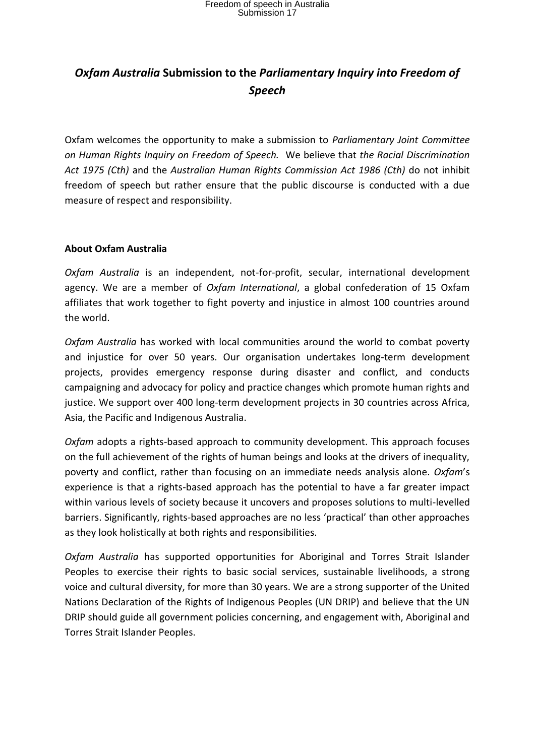# *Oxfam Australia* Submission to the *Parliamentary Inquiry into Freedom of Speech*

Oxfam welcomes the opportunity to make a submission to *Parliamentary Joint Committee on Human Rights Inquiry on Freedom of Speech.* We believe that *the Racial Discrimination Act 1975 (Cth)* and the *Australian Human Rights Commission Act 1986 (Cth)* do not inhibit freedom of speech but rather ensure that the public discourse is conducted with a due measure of respect and responsibility.

**About Oxfam Australia**

*Oxfam Australia* is an independent, not-for-profit, secular, international development agency. We are a member of *Oxfam International*, a global confederation of 15 Oxfam affiliates that work together to fight poverty and injustice in almost 100 countries around the world.

*Oxfam Australia* has worked with local communities around the world to combat poverty and injustice for over 50 years. Our organisation undertakes long-term development projects, provides emergency response during disaster and conflict, and conducts campaigning and advocacy for policy and practice changes which promote human rights and justice. We support over 400 long-term development projects in 30 countries across Africa, Asia, the Pacific and Indigenous Australia.

*Oxfam* adopts a rights-based approach to community development. This approach focuses on the full achievement of the rights of human beings and looks at the drivers of inequality, poverty and conflict, rather than focusing on an immediate needs analysis alone. *Oxfam*'s experience is that a rights-based approach has the potential to have a far greater impact within various levels of society because it uncovers and proposes solutions to multi-levelled barriers. Significantly, rights-based approaches are no less 'practical' than other approaches as they look holistically at both rights and responsibilities.

*Oxfam Australia* has supported opportunities for Aboriginal and Torres Strait Islander Peoples to exercise their rights to basic social services, sustainable livelihoods, a strong voice and cultural diversity, for more than 30 years. We are a strong supporter of the United Nations Declaration of the Rights of Indigenous Peoples (UN DRIP) and believe that the UN DRIP should guide all government policies concerning, and engagement with, Aboriginal and Torres Strait Islander Peoples.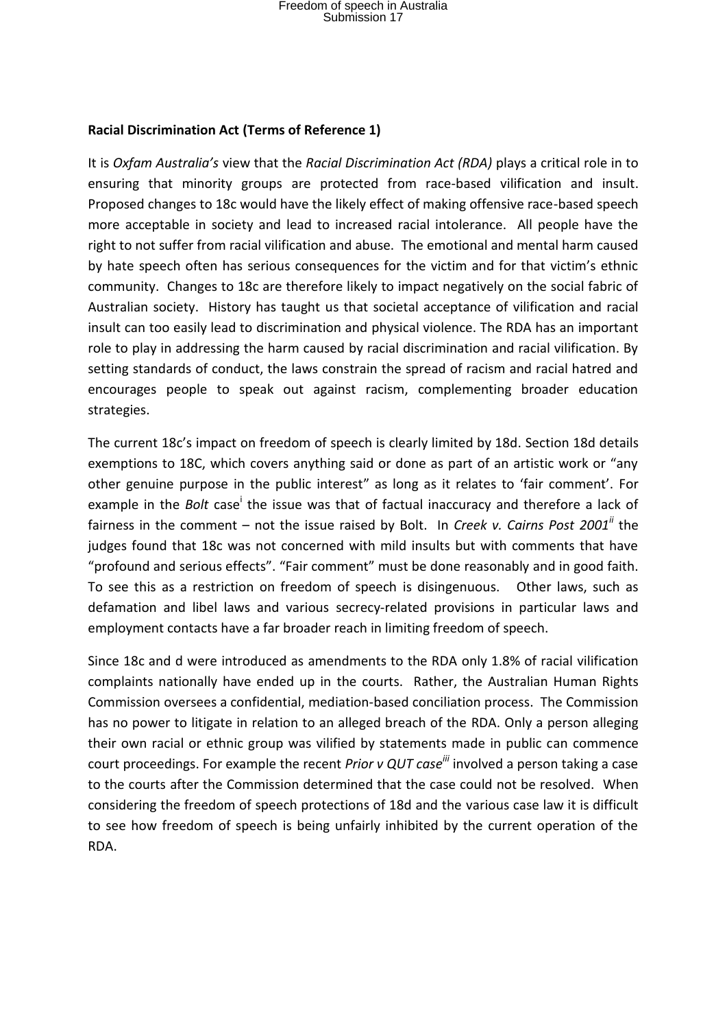**Racial Discrimination Act (Terms of Reference 1)**

It is *Oxfam Australia's* view that the *Racial Discrimination Act (RDA)* plays a critical role in to ensuring that minority groups are protected from race-based vilification and insult. Proposed changes to 18c would have the likely effect of making offensive race-based speech more acceptable in society and lead to increased racial intolerance. All people have the right to not suffer from racial vilification and abuse. The emotional and mental harm caused by hate speech often has serious consequences for the victim and for that victim's ethnic community. Changes to 18c are therefore likely to impact negatively on the social fabric of Australian society. History has taught us that societal acceptance of vilification and racial insult can too easily lead to discrimination and physical violence. The RDA has an important role to play in addressing the harm caused by racial discrimination and racial vilification. By setting standards of conduct, the laws constrain the spread of racism and racial hatred and encourages people to speak out against racism, complementing broader education strategies.

The current 18c's impact on freedom of speech is clearly limited by 18d. Section 18d details exemptions to 18C, which covers anything said or done as part of an artistic work or "any other genuine purpose in the public interest" as long as it relates to 'fair comment'. For example in the *Bolt* case[i] the issue was that of factual inaccuracy and therefore a lack of fairness in the comment – not the issue raised by Bolt. In *Creek v. Cairns Post 2001*[ii] the judges found that 18c was not concerned with mild insults but with comments that have "profound and serious effects". "Fair comment" must be done reasonably and in good faith. To see this as a restriction on freedom of speech is disingenuous. Other laws, such as defamation and libel laws and various secrecy-related provisions in particular laws and employment contacts have a far broader reach in limiting freedom of speech.

Since 18c and d were introduced as amendments to the RDA only 1.8% of racial vilification complaints nationally have ended up in the courts. Rather, the Australian Human Rights Commission oversees a confidential, mediation-based conciliation process. The Commission has no power to litigate in relation to an alleged breach of the RDA. Only a person alleging their own racial or ethnic group was vilified by statements made in public can commence court proceedings. For example the recent *Prior v QUT case*[iii] involved a person taking a case to the courts after the Commission determined that the case could not be resolved. When considering the freedom of speech protections of 18d and the various case law it is difficult to see how freedom of speech is being unfairly inhibited by the current operation of the RDA.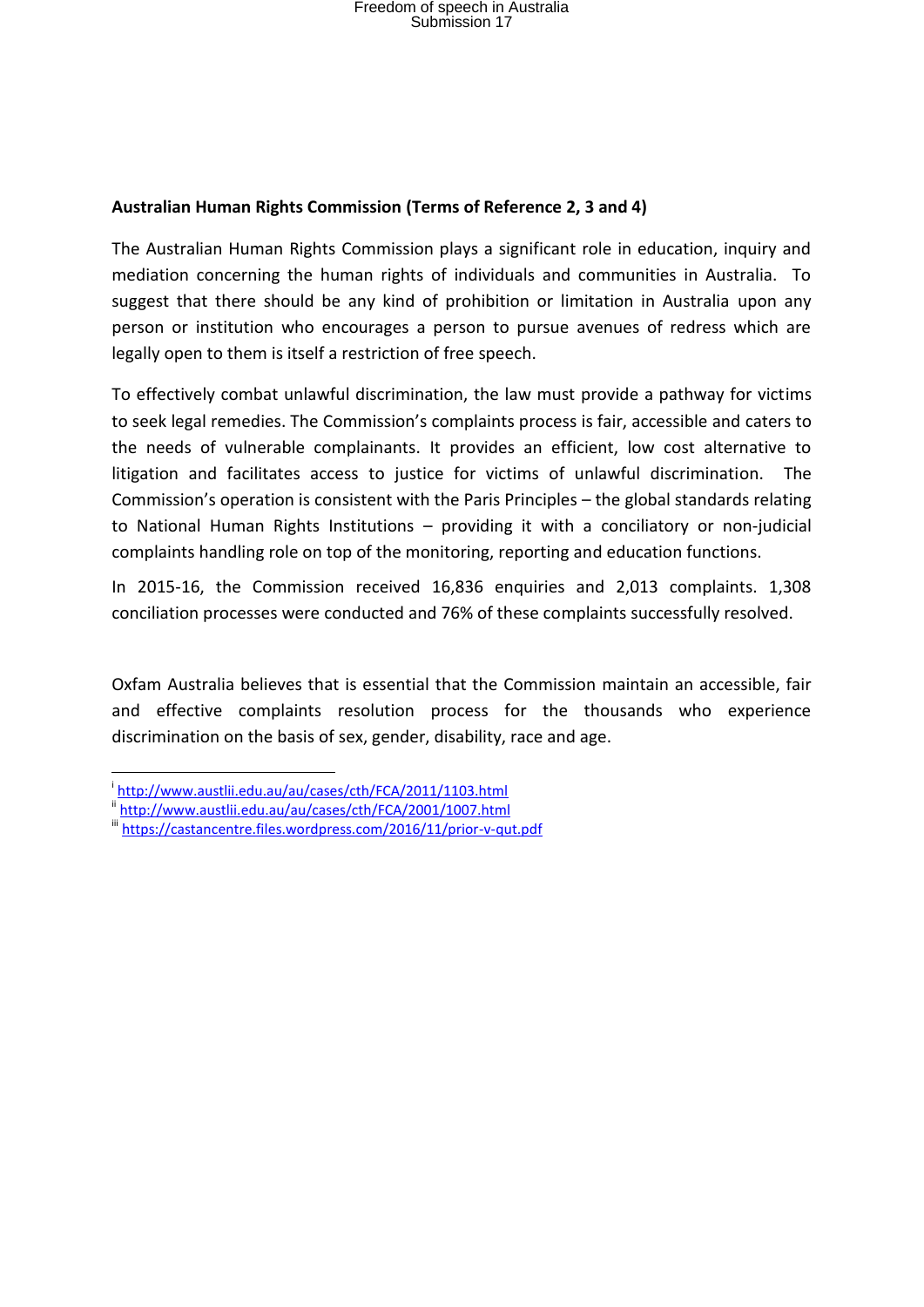**Australian Human Rights Commission (Terms of Reference 2, 3 and 4)**

The Australian Human Rights Commission plays a significant role in education, inquiry and mediation concerning the human rights of individuals and communities in Australia. To suggest that there should be any kind of prohibition or limitation in Australia upon any person or institution who encourages a person to pursue avenues of redress which are legally open to them is itself a restriction of free speech.

To effectively combat unlawful discrimination, the law must provide a pathway for victims to seek legal remedies. The Commission's complaints process is fair, accessible and caters to the needs of vulnerable complainants. It provides an efficient, low cost alternative to litigation and facilitates access to justice for victims of unlawful discrimination. The Commission's operation is consistent with the Paris Principles – the global standards relating to National Human Rights Institutions – providing it with a conciliatory or non-judicial complaints handling role on top of the monitoring, reporting and education functions.

In 2015-16, the Commission received 16,836 enquiries and 2,013 complaints. 1,308 conciliation processes were conducted and 76% of these complaints successfully resolved.

Oxfam Australia believes that is essential that the Commission maintain an accessible, fair and effective complaints resolution process for the thousands who experience discrimination on the basis of sex, gender, disability, race and age.

---

[i] http://www.austlii.edu.au/au/cases/cth/FCA/2011/1103.html
[ii] http://www.austlii.edu.au/au/cases/cth/FCA/2001/1007.html
[iii] https://castancentre.files.wordpress.com/2016/11/prior-v-qut.pdf